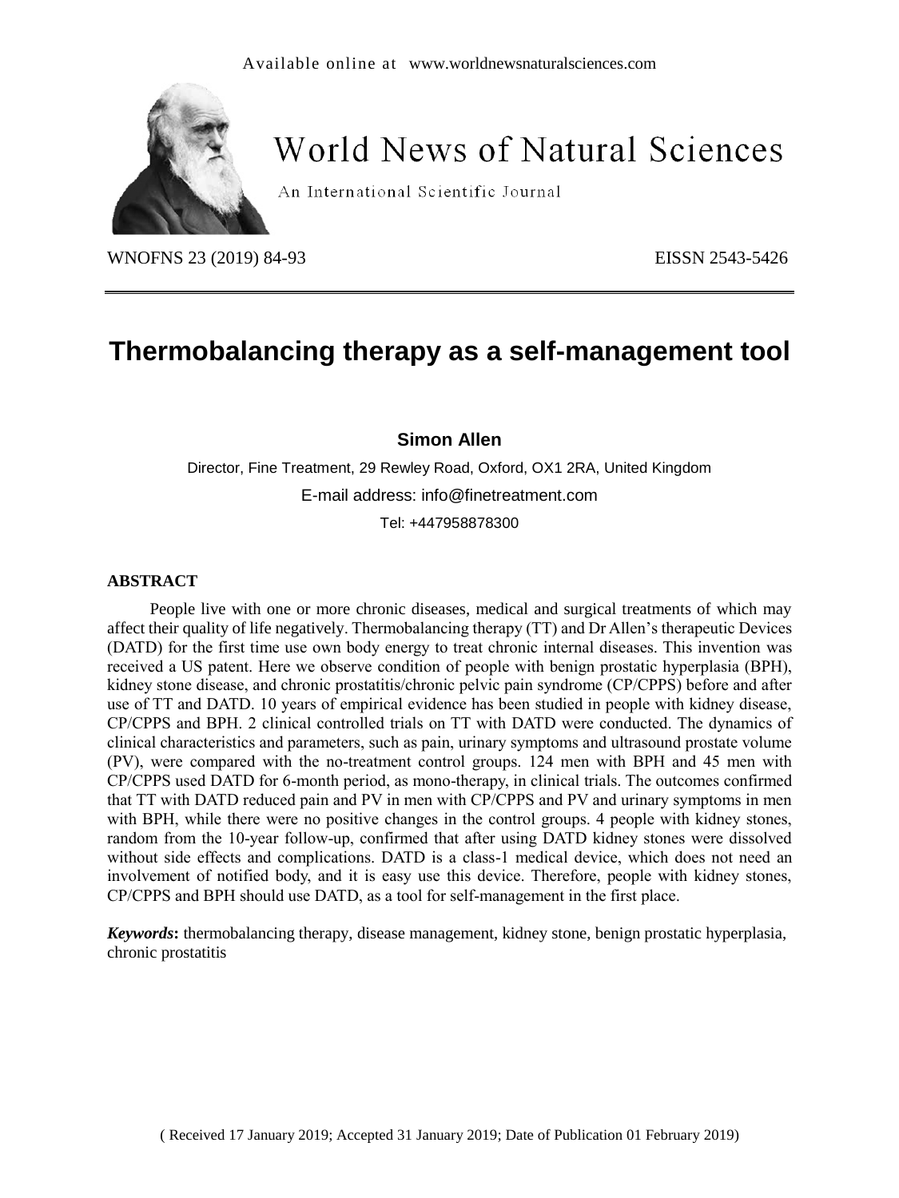Available online at www.worldnewsnaturalsciences.com

# World News of Natural Sciences

An International Scientific Journal

WNOFNS 23 (2019) 84-93 EISSN 2543-5426

# Thermobalancing therapy as a self-management tool

**Simon Allen**

Director, Fine Treatment, 29 Rewley Road, Oxford, OX1 2RA, United Kingdom

E-mail address: info@finetreatment.com

Tel: +447958878300

## ABSTRACT

People live with one or more chronic diseases, medical and surgical treatments of which may affect their quality of life negatively. Thermobalancing therapy (TT) and Dr Allen's therapeutic Devices (DATD) for the first time use own body energy to treat chronic internal diseases. This invention was received a US patent. Here we observe condition of people with benign prostatic hyperplasia (BPH), kidney stone disease, and chronic prostatitis/chronic pelvic pain syndrome (CP/CPPS) before and after use of TT and DATD. 10 years of empirical evidence has been studied in people with kidney disease, CP/CPPS and BPH. 2 clinical controlled trials on TT with DATD were conducted. The dynamics of clinical characteristics and parameters, such as pain, urinary symptoms and ultrasound prostate volume (PV), were compared with the no-treatment control groups. 124 men with BPH and 45 men with CP/CPPS used DATD for 6-month period, as mono-therapy, in clinical trials. The outcomes confirmed that TT with DATD reduced pain and PV in men with CP/CPPS and PV and urinary symptoms in men with BPH, while there were no positive changes in the control groups. 4 people with kidney stones, random from the 10-year follow-up, confirmed that after using DATD kidney stones were dissolved without side effects and complications. DATD is a class-1 medical device, which does not need an involvement of notified body, and it is easy use this device. Therefore, people with kidney stones, CP/CPPS and BPH should use DATD, as a tool for self-management in the first place.

***Keywords*:** thermobalancing therapy, disease management, kidney stone, benign prostatic hyperplasia, chronic prostatitis

( Received 17 January 2019; Accepted 31 January 2019; Date of Publication 01 February 2019)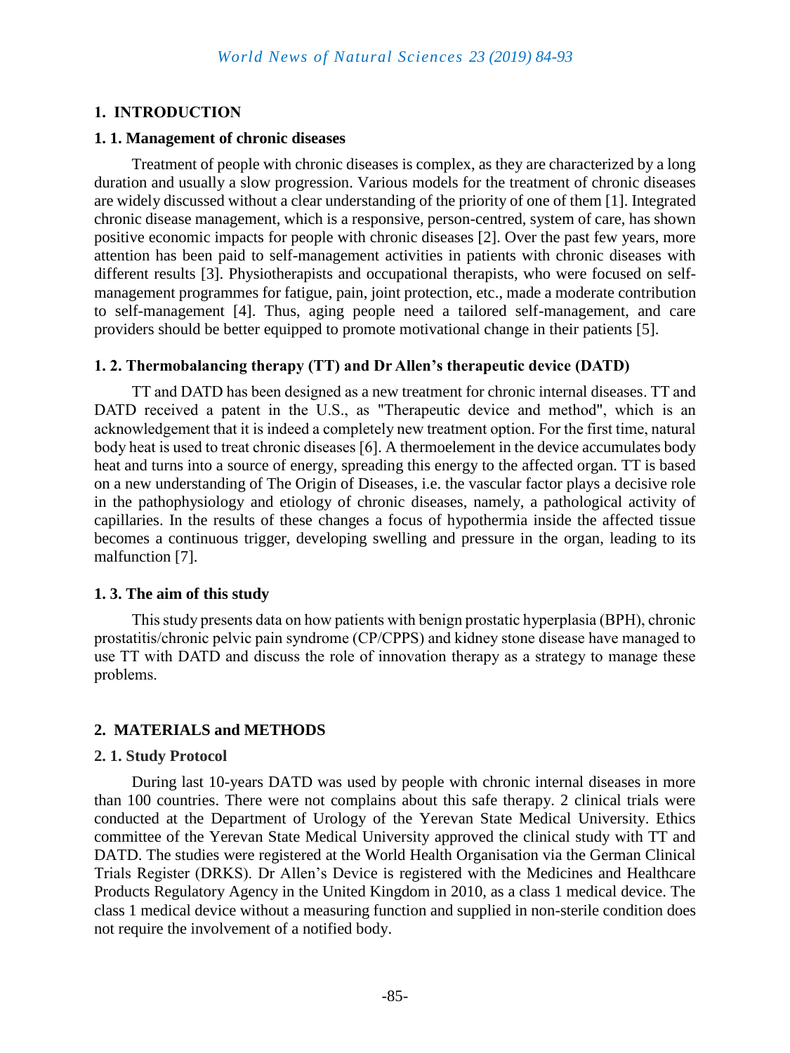## 1. INTRODUCTION

### 1. 1. Management of chronic diseases

Treatment of people with chronic diseases is complex, as they are characterized by a long duration and usually a slow progression. Various models for the treatment of chronic diseases are widely discussed without a clear understanding of the priority of one of them [1]. Integrated chronic disease management, which is a responsive, person-centred, system of care, has shown positive economic impacts for people with chronic diseases [2]. Over the past few years, more attention has been paid to self-management activities in patients with chronic diseases with different results [3]. Physiotherapists and occupational therapists, who were focused on self-management programmes for fatigue, pain, joint protection, etc., made a moderate contribution to self-management [4]. Thus, aging people need a tailored self-management, and care providers should be better equipped to promote motivational change in their patients [5].

### 1. 2. Thermobalancing therapy (TT) and Dr Allen's therapeutic device (DATD)

TT and DATD has been designed as a new treatment for chronic internal diseases. TT and DATD received a patent in the U.S., as "Therapeutic device and method", which is an acknowledgement that it is indeed a completely new treatment option. For the first time, natural body heat is used to treat chronic diseases [6]. A thermoelement in the device accumulates body heat and turns into a source of energy, spreading this energy to the affected organ. TT is based on a new understanding of The Origin of Diseases, i.e. the vascular factor plays a decisive role in the pathophysiology and etiology of chronic diseases, namely, a pathological activity of capillaries. In the results of these changes a focus of hypothermia inside the affected tissue becomes a continuous trigger, developing swelling and pressure in the organ, leading to its malfunction [7].

### 1. 3. The aim of this study

This study presents data on how patients with benign prostatic hyperplasia (BPH), chronic prostatitis/chronic pelvic pain syndrome (CP/CPPS) and kidney stone disease have managed to use TT with DATD and discuss the role of innovation therapy as a strategy to manage these problems.

## 2. MATERIALS and METHODS

### 2. 1. Study Protocol

During last 10-years DATD was used by people with chronic internal diseases in more than 100 countries. There were not complains about this safe therapy. 2 clinical trials were conducted at the Department of Urology of the Yerevan State Medical University. Ethics committee of the Yerevan State Medical University approved the clinical study with TT and DATD. The studies were registered at the World Health Organisation via the German Clinical Trials Register (DRKS). Dr Allen's Device is registered with the Medicines and Healthcare Products Regulatory Agency in the United Kingdom in 2010, as a class 1 medical device. The class 1 medical device without a measuring function and supplied in non-sterile condition does not require the involvement of a notified body.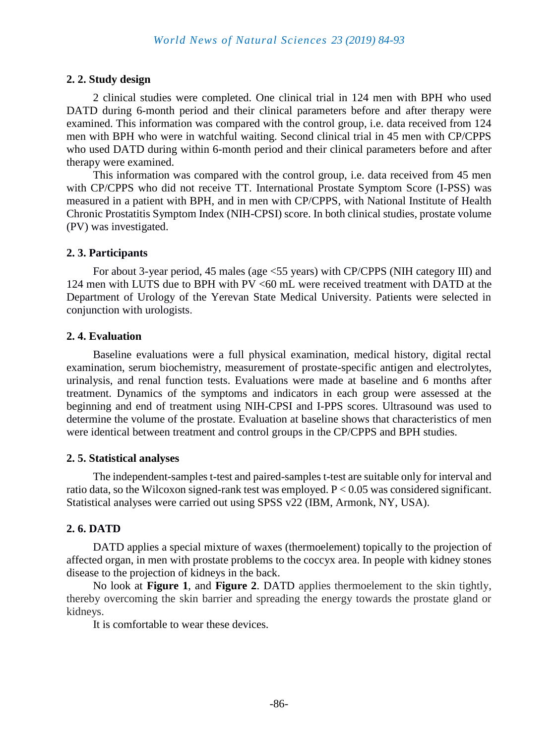### 2. 2. Study design

2 clinical studies were completed. One clinical trial in 124 men with BPH who used DATD during 6-month period and their clinical parameters before and after therapy were examined. This information was compared with the control group, i.e. data received from 124 men with BPH who were in watchful waiting. Second clinical trial in 45 men with CP/CPPS who used DATD during within 6-month period and their clinical parameters before and after therapy were examined.

This information was compared with the control group, i.e. data received from 45 men with CP/CPPS who did not receive TT. International Prostate Symptom Score (I-PSS) was measured in a patient with BPH, and in men with CP/CPPS, with National Institute of Health Chronic Prostatitis Symptom Index (NIH-CPSI) score. In both clinical studies, prostate volume (PV) was investigated.

### 2. 3. Participants

For about 3-year period, 45 males (age <55 years) with CP/CPPS (NIH category III) and 124 men with LUTS due to BPH with PV <60 mL were received treatment with DATD at the Department of Urology of the Yerevan State Medical University. Patients were selected in conjunction with urologists.

### 2. 4. Evaluation

Baseline evaluations were a full physical examination, medical history, digital rectal examination, serum biochemistry, measurement of prostate-specific antigen and electrolytes, urinalysis, and renal function tests. Evaluations were made at baseline and 6 months after treatment. Dynamics of the symptoms and indicators in each group were assessed at the beginning and end of treatment using NIH-CPSI and I-PPS scores. Ultrasound was used to determine the volume of the prostate. Evaluation at baseline shows that characteristics of men were identical between treatment and control groups in the CP/CPPS and BPH studies.

### 2. 5. Statistical analyses

The independent-samples t-test and paired-samples t-test are suitable only for interval and ratio data, so the Wilcoxon signed-rank test was employed. $P < 0.05$ was considered significant. Statistical analyses were carried out using SPSS v22 (IBM, Armonk, NY, USA).

### 2. 6. DATD

DATD applies a special mixture of waxes (thermoelement) topically to the projection of affected organ, in men with prostate problems to the coccyx area. In people with kidney stones disease to the projection of kidneys in the back.

No look at **Figure 1**, and **Figure 2**. DATD applies thermoelement to the skin tightly, thereby overcoming the skin barrier and spreading the energy towards the prostate gland or kidneys.

It is comfortable to wear these devices.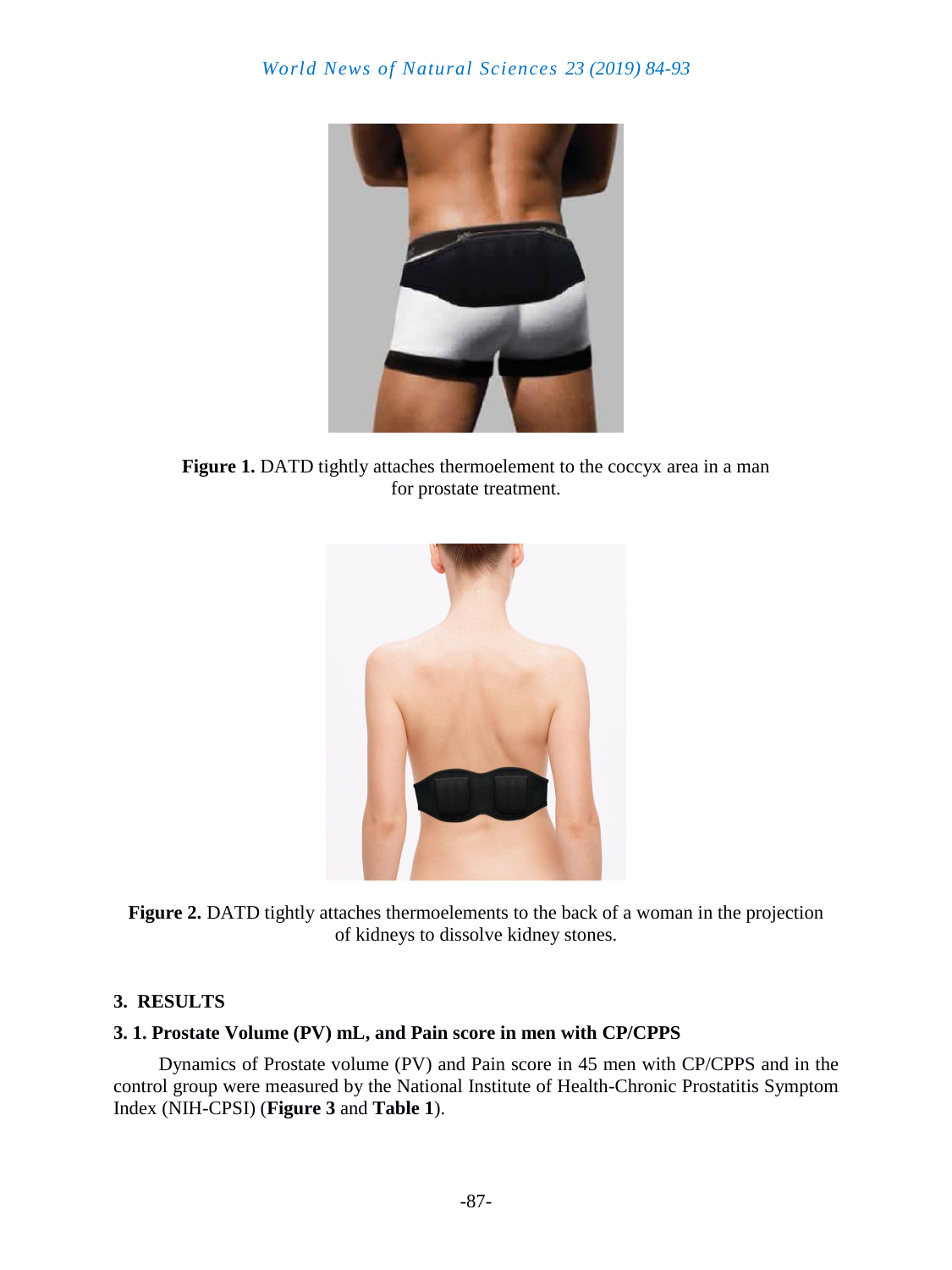Figure 1. DATD tightly attaches thermoelement to the coccyx area in a man for prostate treatment.

Figure 2. DATD tightly attaches thermoelements to the back of a woman in the projection of kidneys to dissolve kidney stones.

## 3. RESULTS

### 3. 1. Prostate Volume (PV) mL, and Pain score in men with CP/CPPS

Dynamics of Prostate volume (PV) and Pain score in 45 men with CP/CPPS and in the control group were measured by the National Institute of Health-Chronic Prostatitis Symptom Index (NIH-CPSI) (**Figure 3** and **Table 1**).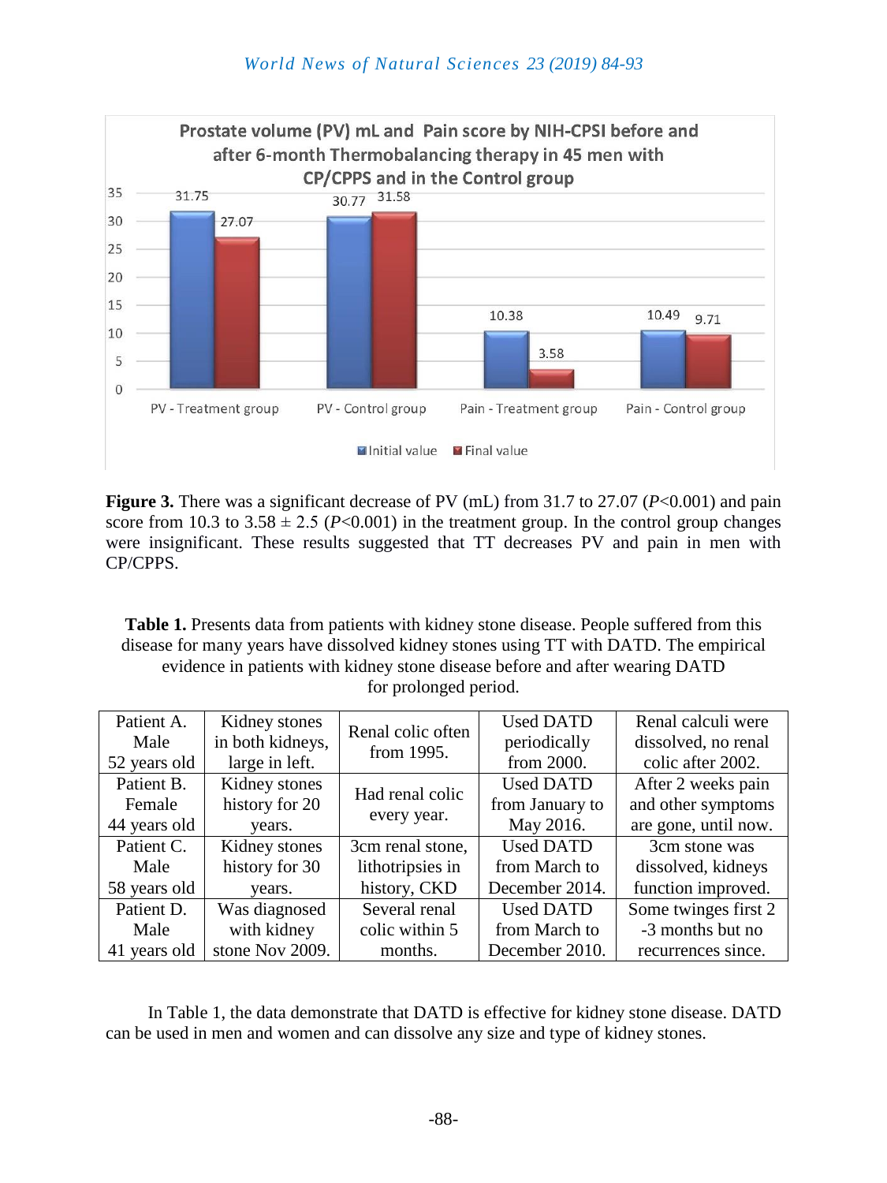**Figure 3.** There was a significant decrease of PV (mL) from 31.7 to 27.07 ($P$<0.001) and pain score from 10.3 to 3.58 ± 2.5 ($P$<0.001) in the treatment group. In the control group changes were insignificant. These results suggested that TT decreases PV and pain in men with CP/CPPS.

**Table 1.** Presents data from patients with kidney stone disease. People suffered from this disease for many years have dissolved kidney stones using TT with DATD. The empirical evidence in patients with kidney stone disease before and after wearing DATD for prolonged period.

| | | | | |
|---|---|---|---|---|
| Patient A. Male 52 years old | Kidney stones in both kidneys, large in left. | Renal colic often from 1995. | Used DATD periodically from 2000. | Renal calculi were dissolved, no renal colic after 2002. |
| Patient B. Female 44 years old | Kidney stones history for 20 years. | Had renal colic every year. | Used DATD from January to May 2016. | After 2 weeks pain and other symptoms are gone, until now. |
| Patient C. Male 58 years old | Kidney stones history for 30 years. | 3cm renal stone, lithotripsies in history, CKD | Used DATD from March to December 2014. | 3cm stone was dissolved, kidneys function improved. |
| Patient D. Male 41 years old | Was diagnosed with kidney stone Nov 2009. | Several renal colic within 5 months. | Used DATD from March to December 2010. | Some twinges first 2 -3 months but no recurrences since. |

In Table 1, the data demonstrate that DATD is effective for kidney stone disease. DATD can be used in men and women and can dissolve any size and type of kidney stones.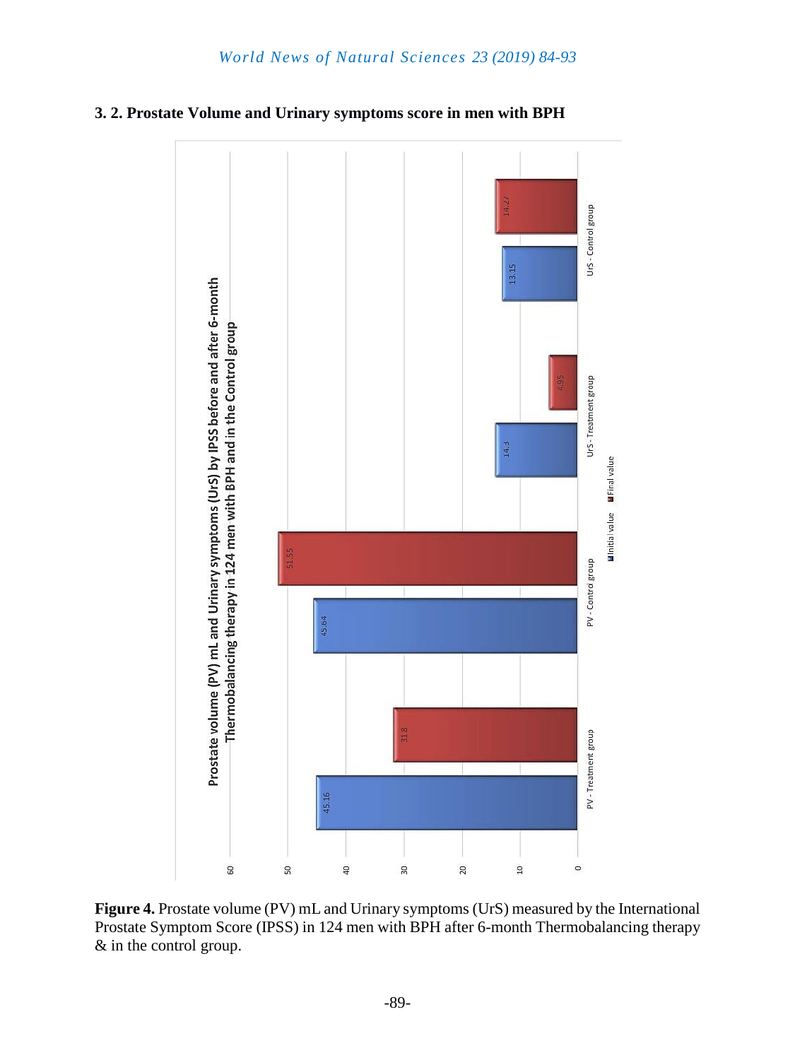### 3. 2. Prostate Volume and Urinary symptoms score in men with BPH

Prostate volume (PV) mL and Urinary symptoms (UrS) by IPSS before and after 6-month Thermobalancing therapy in 124 men with BPH and in the Control group

| | Initial value | Final value |
|---|---|---|
| PV - Treatment group | 45.16 | 31.8 |
| PV - Contro group | 45.64 | 51.55 |
| UrS - Treatment group | 14.3 | 4.95 |
| UrS - Control group | 13.15 | 14.27 |

**Figure 4.** Prostate volume (PV) mL and Urinary symptoms (UrS) measured by the International Prostate Symptom Score (IPSS) in 124 men with BPH after 6-month Thermobalancing therapy & in the control group.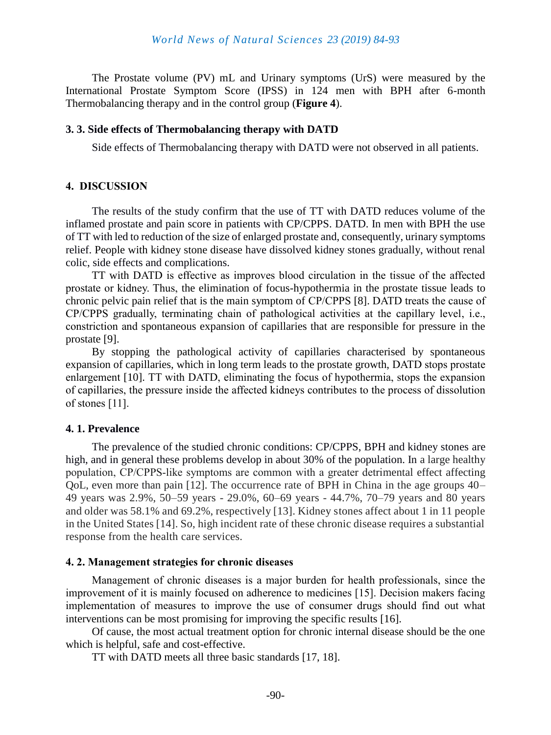The Prostate volume (PV) mL and Urinary symptoms (UrS) were measured by the International Prostate Symptom Score (IPSS) in 124 men with BPH after 6-month Thermobalancing therapy and in the control group (**Figure 4**).

### 3. 3. Side effects of Thermobalancing therapy with DATD

Side effects of Thermobalancing therapy with DATD were not observed in all patients.

## 4. DISCUSSION

The results of the study confirm that the use of TT with DATD reduces volume of the inflamed prostate and pain score in patients with CP/CPPS. DATD. In men with BPH the use of TT with led to reduction of the size of enlarged prostate and, consequently, urinary symptoms relief. People with kidney stone disease have dissolved kidney stones gradually, without renal colic, side effects and complications.

TT with DATD is effective as improves blood circulation in the tissue of the affected prostate or kidney. Thus, the elimination of focus-hypothermia in the prostate tissue leads to chronic pelvic pain relief that is the main symptom of CP/CPPS [8]. DATD treats the cause of CP/CPPS gradually, terminating chain of pathological activities at the capillary level, i.e., constriction and spontaneous expansion of capillaries that are responsible for pressure in the prostate [9].

By stopping the pathological activity of capillaries characterised by spontaneous expansion of capillaries, which in long term leads to the prostate growth, DATD stops prostate enlargement [10]. TT with DATD, eliminating the focus of hypothermia, stops the expansion of capillaries, the pressure inside the affected kidneys contributes to the process of dissolution of stones [11].

### 4. 1. Prevalence

The prevalence of the studied chronic conditions: CP/CPPS, BPH and kidney stones are high, and in general these problems develop in about 30% of the population. In a large healthy population, CP/CPPS-like symptoms are common with a greater detrimental effect affecting QoL, even more than pain [12]. The occurrence rate of BPH in China in the age groups 40–49 years was 2.9%, 50–59 years - 29.0%, 60–69 years - 44.7%, 70–79 years and 80 years and older was 58.1% and 69.2%, respectively [13]. Kidney stones affect about 1 in 11 people in the United States [14]. So, high incident rate of these chronic disease requires a substantial response from the health care services.

### 4. 2. Management strategies for chronic diseases

Management of chronic diseases is a major burden for health professionals, since the improvement of it is mainly focused on adherence to medicines [15]. Decision makers facing implementation of measures to improve the use of consumer drugs should find out what interventions can be most promising for improving the specific results [16].

Of cause, the most actual treatment option for chronic internal disease should be the one which is helpful, safe and cost-effective.

TT with DATD meets all three basic standards [17, 18].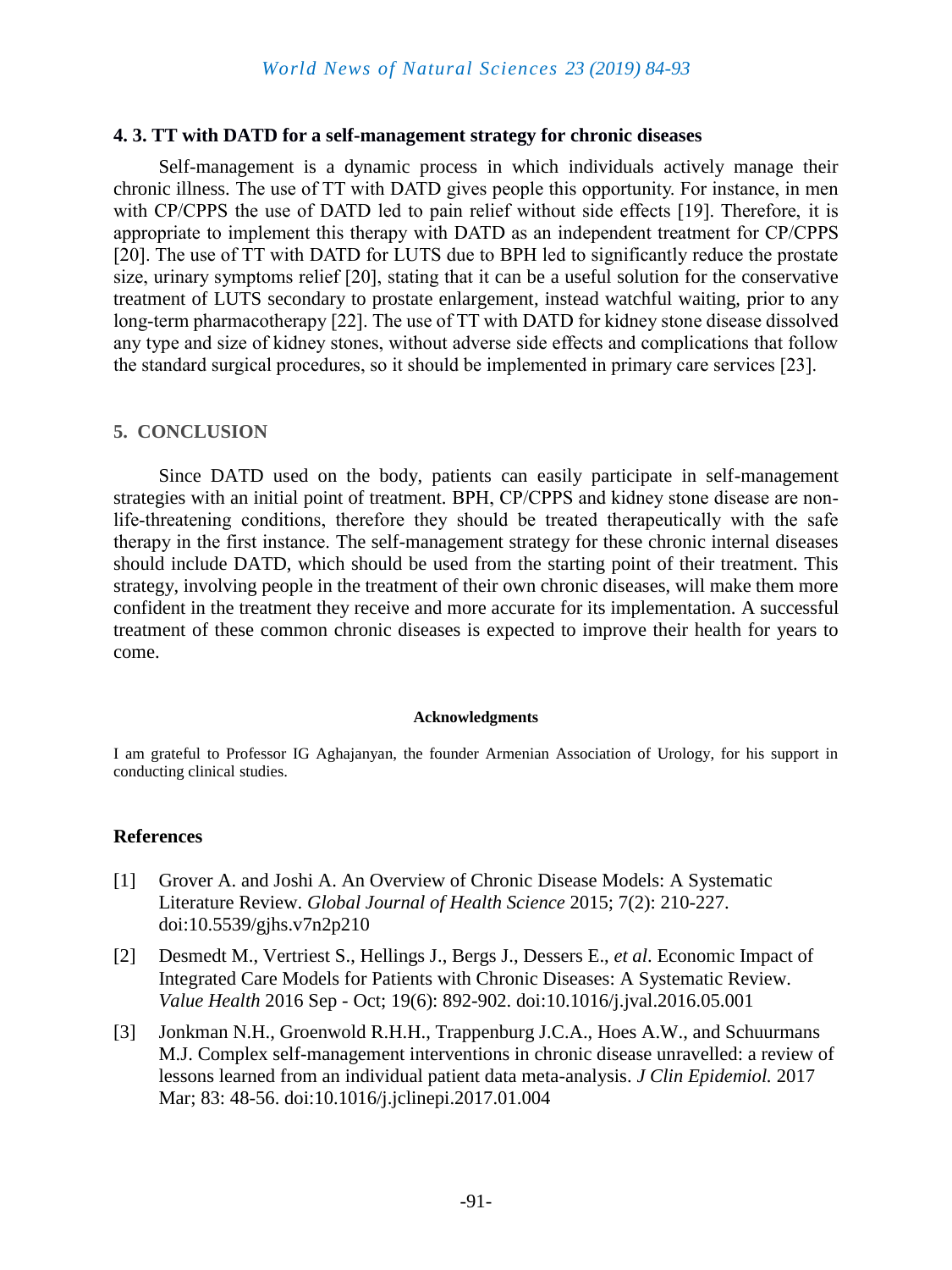### 4. 3. TT with DATD for a self-management strategy for chronic diseases

Self-management is a dynamic process in which individuals actively manage their chronic illness. The use of TT with DATD gives people this opportunity. For instance, in men with CP/CPPS the use of DATD led to pain relief without side effects [19]. Therefore, it is appropriate to implement this therapy with DATD as an independent treatment for CP/CPPS [20]. The use of TT with DATD for LUTS due to BPH led to significantly reduce the prostate size, urinary symptoms relief [20], stating that it can be a useful solution for the conservative treatment of LUTS secondary to prostate enlargement, instead watchful waiting, prior to any long-term pharmacotherapy [22]. The use of TT with DATD for kidney stone disease dissolved any type and size of kidney stones, without adverse side effects and complications that follow the standard surgical procedures, so it should be implemented in primary care services [23].

## 5. CONCLUSION

Since DATD used on the body, patients can easily participate in self-management strategies with an initial point of treatment. BPH, CP/CPPS and kidney stone disease are non-life-threatening conditions, therefore they should be treated therapeutically with the safe therapy in the first instance. The self-management strategy for these chronic internal diseases should include DATD, which should be used from the starting point of their treatment. This strategy, involving people in the treatment of their own chronic diseases, will make them more confident in the treatment they receive and more accurate for its implementation. A successful treatment of these common chronic diseases is expected to improve their health for years to come.

**Acknowledgments**

I am grateful to Professor IG Aghajanyan, the founder Armenian Association of Urology, for his support in conducting clinical studies.

## References

[1] Grover A. and Joshi A. An Overview of Chronic Disease Models: A Systematic Literature Review. *Global Journal of Health Science* 2015; 7(2): 210-227. doi:10.5539/gjhs.v7n2p210

[2] Desmedt M., Vertriest S., Hellings J., Bergs J., Dessers E., *et al*. Economic Impact of Integrated Care Models for Patients with Chronic Diseases: A Systematic Review. *Value Health* 2016 Sep - Oct; 19(6): 892-902. doi:10.1016/j.jval.2016.05.001

[3] Jonkman N.H., Groenwold R.H.H., Trappenburg J.C.A., Hoes A.W., and Schuurmans M.J. Complex self-management interventions in chronic disease unravelled: a review of lessons learned from an individual patient data meta-analysis. *J Clin Epidemiol.* 2017 Mar; 83: 48-56. doi:10.1016/j.jclinepi.2017.01.004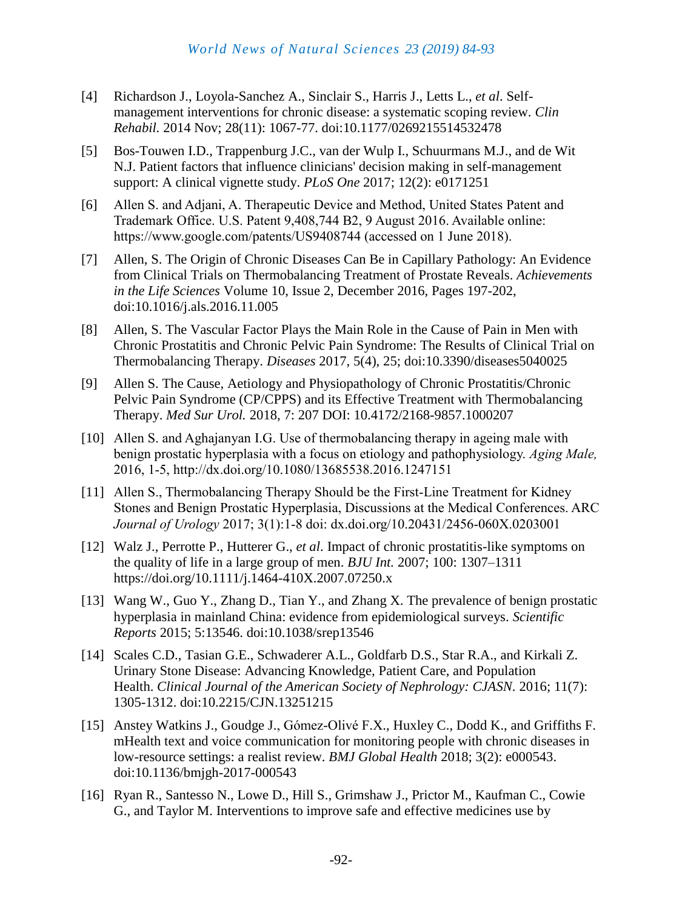[4] Richardson J., Loyola-Sanchez A., Sinclair S., Harris J., Letts L., *et al*. Self-management interventions for chronic disease: a systematic scoping review. *Clin Rehabil*. 2014 Nov; 28(11): 1067-77. doi:10.1177/0269215514532478

[5] Bos-Touwen I.D., Trappenburg J.C., van der Wulp I., Schuurmans M.J., and de Wit N.J. Patient factors that influence clinicians' decision making in self-management support: A clinical vignette study. *PLoS One* 2017; 12(2): e0171251

[6] Allen S. and Adjani, A. Therapeutic Device and Method, United States Patent and Trademark Office. U.S. Patent 9,408,744 B2, 9 August 2016. Available online: https://www.google.com/patents/US9408744 (accessed on 1 June 2018).

[7] Allen, S. The Origin of Chronic Diseases Can Be in Capillary Pathology: An Evidence from Clinical Trials on Thermobalancing Treatment of Prostate Reveals. *Achievements in the Life Sciences* Volume 10, Issue 2, December 2016, Pages 197-202, doi:10.1016/j.als.2016.11.005

[8] Allen, S. The Vascular Factor Plays the Main Role in the Cause of Pain in Men with Chronic Prostatitis and Chronic Pelvic Pain Syndrome: The Results of Clinical Trial on Thermobalancing Therapy. *Diseases* 2017, 5(4), 25; doi:10.3390/diseases5040025

[9] Allen S. The Cause, Aetiology and Physiopathology of Chronic Prostatitis/Chronic Pelvic Pain Syndrome (CP/CPPS) and its Effective Treatment with Thermobalancing Therapy. *Med Sur Urol.* 2018, 7: 207 DOI: 10.4172/2168-9857.1000207

[10] Allen S. and Aghajanyan I.G. Use of thermobalancing therapy in ageing male with benign prostatic hyperplasia with a focus on etiology and pathophysiology. *Aging Male,* 2016, 1-5, http://dx.doi.org/10.1080/13685538.2016.1247151

[11] Allen S., Thermobalancing Therapy Should be the First-Line Treatment for Kidney Stones and Benign Prostatic Hyperplasia, Discussions at the Medical Conferences. ARC *Journal of Urology* 2017; 3(1):1-8 doi: dx.doi.org/10.20431/2456-060X.0203001

[12] Walz J., Perrotte P., Hutterer G., *et al*. Impact of chronic prostatitis-like symptoms on the quality of life in a large group of men. *BJU Int.* 2007; 100: 1307–1311 https://doi.org/10.1111/j.1464-410X.2007.07250.x

[13] Wang W., Guo Y., Zhang D., Tian Y., and Zhang X. The prevalence of benign prostatic hyperplasia in mainland China: evidence from epidemiological surveys. *Scientific Reports* 2015; 5:13546. doi:10.1038/srep13546

[14] Scales C.D., Tasian G.E., Schwaderer A.L., Goldfarb D.S., Star R.A., and Kirkali Z. Urinary Stone Disease: Advancing Knowledge, Patient Care, and Population Health. *Clinical Journal of the American Society of Nephrology: CJASN*. 2016; 11(7): 1305-1312. doi:10.2215/CJN.13251215

[15] Anstey Watkins J., Goudge J., Gómez-Olivé F.X., Huxley C., Dodd K., and Griffiths F. mHealth text and voice communication for monitoring people with chronic diseases in low-resource settings: a realist review. *BMJ Global Health* 2018; 3(2): e000543. doi:10.1136/bmjgh-2017-000543

[16] Ryan R., Santesso N., Lowe D., Hill S., Grimshaw J., Prictor M., Kaufman C., Cowie G., and Taylor M. Interventions to improve safe and effective medicines use by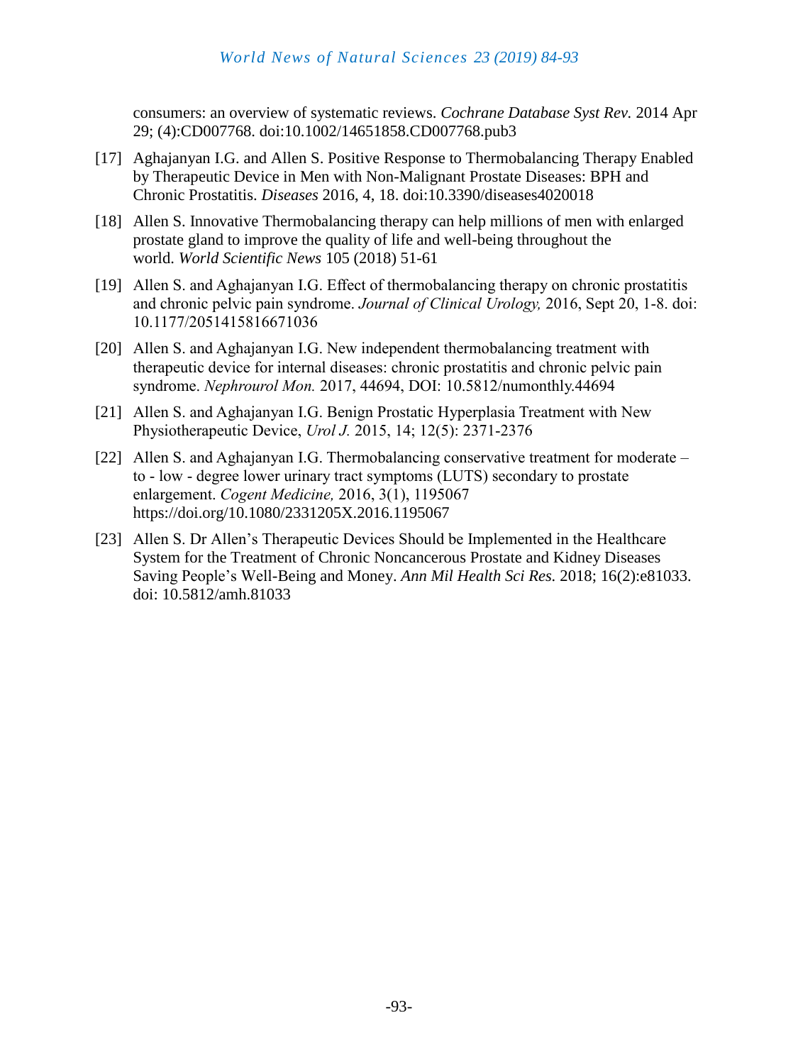consumers: an overview of systematic reviews. *Cochrane Database Syst Rev.* 2014 Apr 29; (4):CD007768. doi:10.1002/14651858.CD007768.pub3

[17] Aghajanyan I.G. and Allen S. Positive Response to Thermobalancing Therapy Enabled by Therapeutic Device in Men with Non-Malignant Prostate Diseases: BPH and Chronic Prostatitis. *Diseases* 2016, 4, 18. doi:10.3390/diseases4020018

[18] Allen S. Innovative Thermobalancing therapy can help millions of men with enlarged prostate gland to improve the quality of life and well-being throughout the world. *World Scientific News* 105 (2018) 51-61

[19] Allen S. and Aghajanyan I.G. Effect of thermobalancing therapy on chronic prostatitis and chronic pelvic pain syndrome. *Journal of Clinical Urology,* 2016, Sept 20, 1-8. doi: 10.1177/2051415816671036

[20] Allen S. and Aghajanyan I.G. New independent thermobalancing treatment with therapeutic device for internal diseases: chronic prostatitis and chronic pelvic pain syndrome. *Nephrourol Mon.* 2017, 44694, DOI: 10.5812/numonthly.44694

[21] Allen S. and Aghajanyan I.G. Benign Prostatic Hyperplasia Treatment with New Physiotherapeutic Device, *Urol J.* 2015, 14; 12(5): 2371-2376

[22] Allen S. and Aghajanyan I.G. Thermobalancing conservative treatment for moderate – to - low - degree lower urinary tract symptoms (LUTS) secondary to prostate enlargement. *Cogent Medicine,* 2016, 3(1), 1195067 https://doi.org/10.1080/2331205X.2016.1195067

[23] Allen S. Dr Allen's Therapeutic Devices Should be Implemented in the Healthcare System for the Treatment of Chronic Noncancerous Prostate and Kidney Diseases Saving People's Well-Being and Money. *Ann Mil Health Sci Res.* 2018; 16(2):e81033. doi: 10.5812/amh.81033